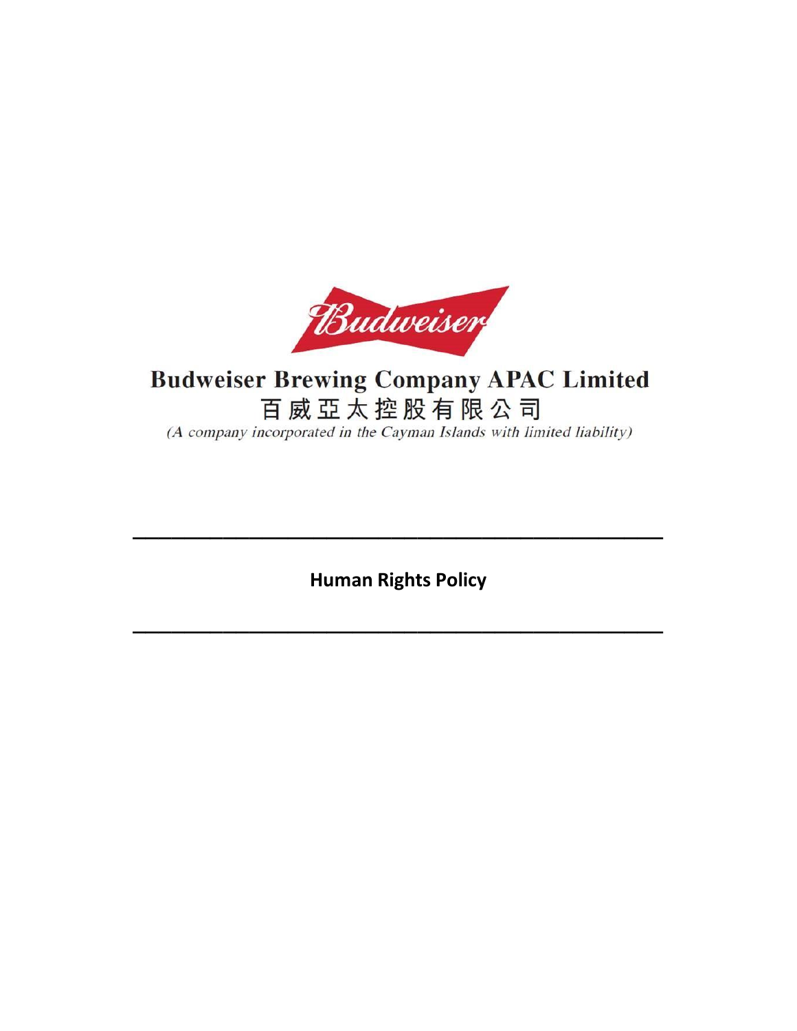Budweiser

# Budweiser Brewing Company APAC Limited

# 百威亞太控股有限公司

*(A company incorporated in the Cayman Islands with limited liability)*

---

**Human Rights Policy**

---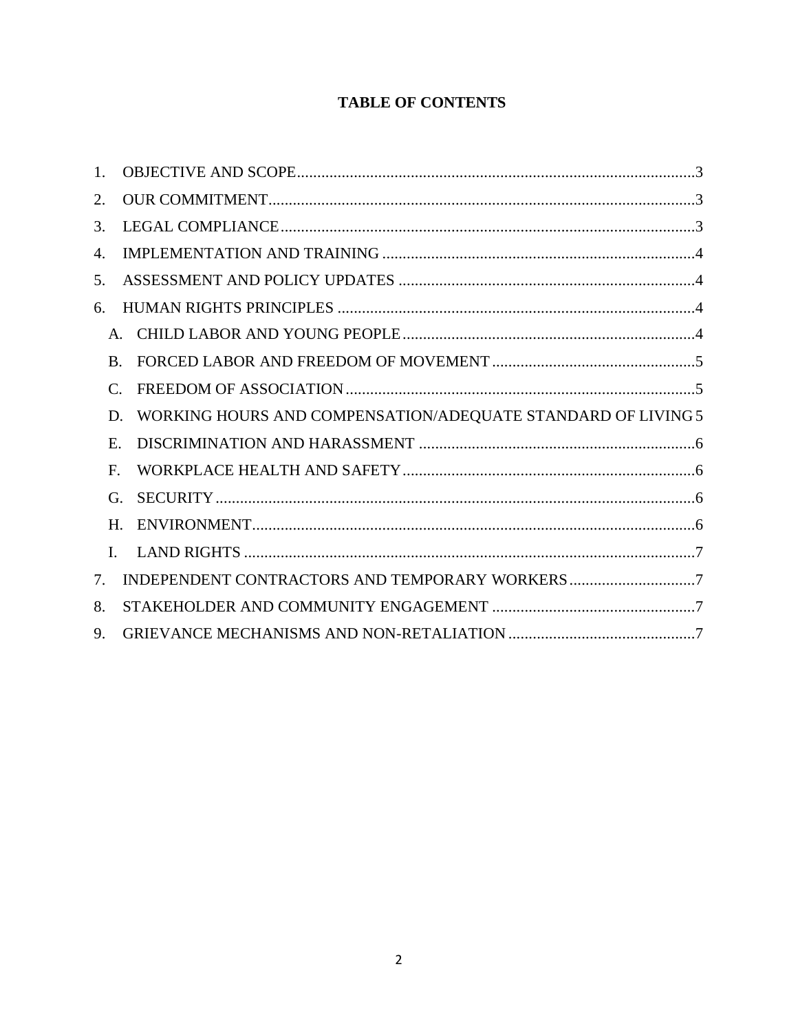# TABLE OF CONTENTS

1. OBJECTIVE AND SCOPE....3
2. OUR COMMITMENT....3
3. LEGAL COMPLIANCE....3
4. IMPLEMENTATION AND TRAINING....4
5. ASSESSMENT AND POLICY UPDATES....4
6. HUMAN RIGHTS PRINCIPLES....4
   - A. CHILD LABOR AND YOUNG PEOPLE....4
   - B. FORCED LABOR AND FREEDOM OF MOVEMENT....5
   - C. FREEDOM OF ASSOCIATION....5
   - D. WORKING HOURS AND COMPENSATION/ADEQUATE STANDARD OF LIVING 5
   - E. DISCRIMINATION AND HARASSMENT....6
   - F. WORKPLACE HEALTH AND SAFETY....6
   - G. SECURITY....6
   - H. ENVIRONMENT....6
   - I. LAND RIGHTS....7
7. INDEPENDENT CONTRACTORS AND TEMPORARY WORKERS....7
8. STAKEHOLDER AND COMMUNITY ENGAGEMENT....7
9. GRIEVANCE MECHANISMS AND NON-RETALIATION....7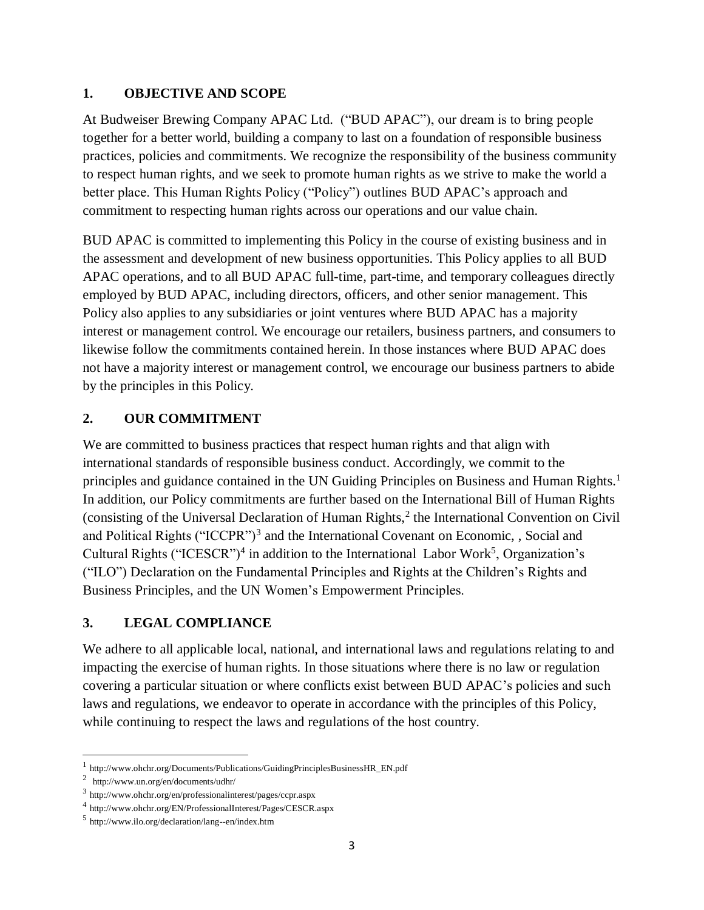## 1. OBJECTIVE AND SCOPE

At Budweiser Brewing Company APAC Ltd. ("BUD APAC"), our dream is to bring people together for a better world, building a company to last on a foundation of responsible business practices, policies and commitments. We recognize the responsibility of the business community to respect human rights, and we seek to promote human rights as we strive to make the world a better place. This Human Rights Policy ("Policy") outlines BUD APAC's approach and commitment to respecting human rights across our operations and our value chain.

BUD APAC is committed to implementing this Policy in the course of existing business and in the assessment and development of new business opportunities. This Policy applies to all BUD APAC operations, and to all BUD APAC full-time, part-time, and temporary colleagues directly employed by BUD APAC, including directors, officers, and other senior management. This Policy also applies to any subsidiaries or joint ventures where BUD APAC has a majority interest or management control. We encourage our retailers, business partners, and consumers to likewise follow the commitments contained herein. In those instances where BUD APAC does not have a majority interest or management control, we encourage our business partners to abide by the principles in this Policy.

## 2. OUR COMMITMENT

We are committed to business practices that respect human rights and that align with international standards of responsible business conduct. Accordingly, we commit to the principles and guidance contained in the UN Guiding Principles on Business and Human Rights.[1] In addition, our Policy commitments are further based on the International Bill of Human Rights (consisting of the Universal Declaration of Human Rights,[2] the International Convention on Civil and Political Rights ("ICCPR")[3] and the International Covenant on Economic, , Social and Cultural Rights ("ICESCR")[4] in addition to the International Labor Work[5], Organization's ("ILO") Declaration on the Fundamental Principles and Rights at the Children's Rights and Business Principles, and the UN Women's Empowerment Principles.

## 3. LEGAL COMPLIANCE

We adhere to all applicable local, national, and international laws and regulations relating to and impacting the exercise of human rights. In those situations where there is no law or regulation covering a particular situation or where conflicts exist between BUD APAC's policies and such laws and regulations, we endeavor to operate in accordance with the principles of this Policy, while continuing to respect the laws and regulations of the host country.

---

[1] http://www.ohchr.org/Documents/Publications/GuidingPrinciplesBusinessHR_EN.pdf

[2] http://www.un.org/en/documents/udhr/

[3] http://www.ohchr.org/en/professionalinterest/pages/ccpr.aspx

[4] http://www.ohchr.org/EN/ProfessionalInterest/Pages/CESCR.aspx

[5] http://www.ilo.org/declaration/lang--en/index.htm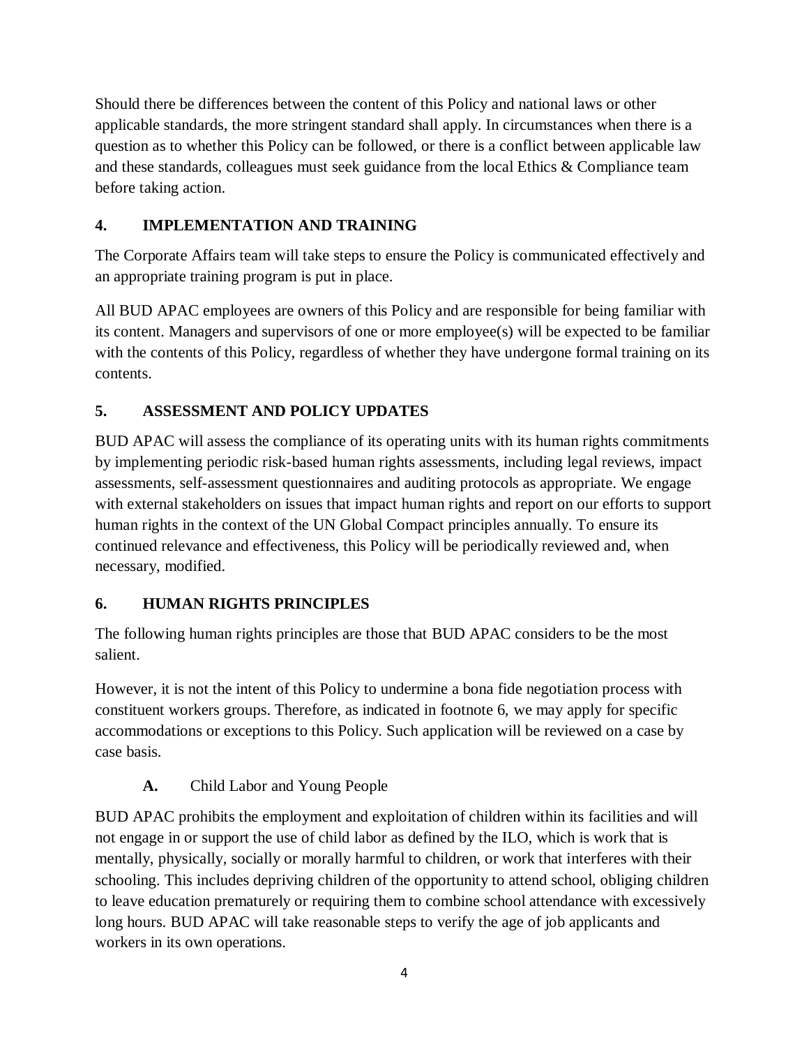Should there be differences between the content of this Policy and national laws or other applicable standards, the more stringent standard shall apply. In circumstances when there is a question as to whether this Policy can be followed, or there is a conflict between applicable law and these standards, colleagues must seek guidance from the local Ethics & Compliance team before taking action.

## 4. IMPLEMENTATION AND TRAINING

The Corporate Affairs team will take steps to ensure the Policy is communicated effectively and an appropriate training program is put in place.

All BUD APAC employees are owners of this Policy and are responsible for being familiar with its content. Managers and supervisors of one or more employee(s) will be expected to be familiar with the contents of this Policy, regardless of whether they have undergone formal training on its contents.

## 5. ASSESSMENT AND POLICY UPDATES

BUD APAC will assess the compliance of its operating units with its human rights commitments by implementing periodic risk-based human rights assessments, including legal reviews, impact assessments, self-assessment questionnaires and auditing protocols as appropriate. We engage with external stakeholders on issues that impact human rights and report on our efforts to support human rights in the context of the UN Global Compact principles annually. To ensure its continued relevance and effectiveness, this Policy will be periodically reviewed and, when necessary, modified.

## 6. HUMAN RIGHTS PRINCIPLES

The following human rights principles are those that BUD APAC considers to be the most salient.

However, it is not the intent of this Policy to undermine a bona fide negotiation process with constituent workers groups. Therefore, as indicated in footnote 6, we may apply for specific accommodations or exceptions to this Policy. Such application will be reviewed on a case by case basis.

### A. Child Labor and Young People

BUD APAC prohibits the employment and exploitation of children within its facilities and will not engage in or support the use of child labor as defined by the ILO, which is work that is mentally, physically, socially or morally harmful to children, or work that interferes with their schooling. This includes depriving children of the opportunity to attend school, obliging children to leave education prematurely or requiring them to combine school attendance with excessively long hours. BUD APAC will take reasonable steps to verify the age of job applicants and workers in its own operations.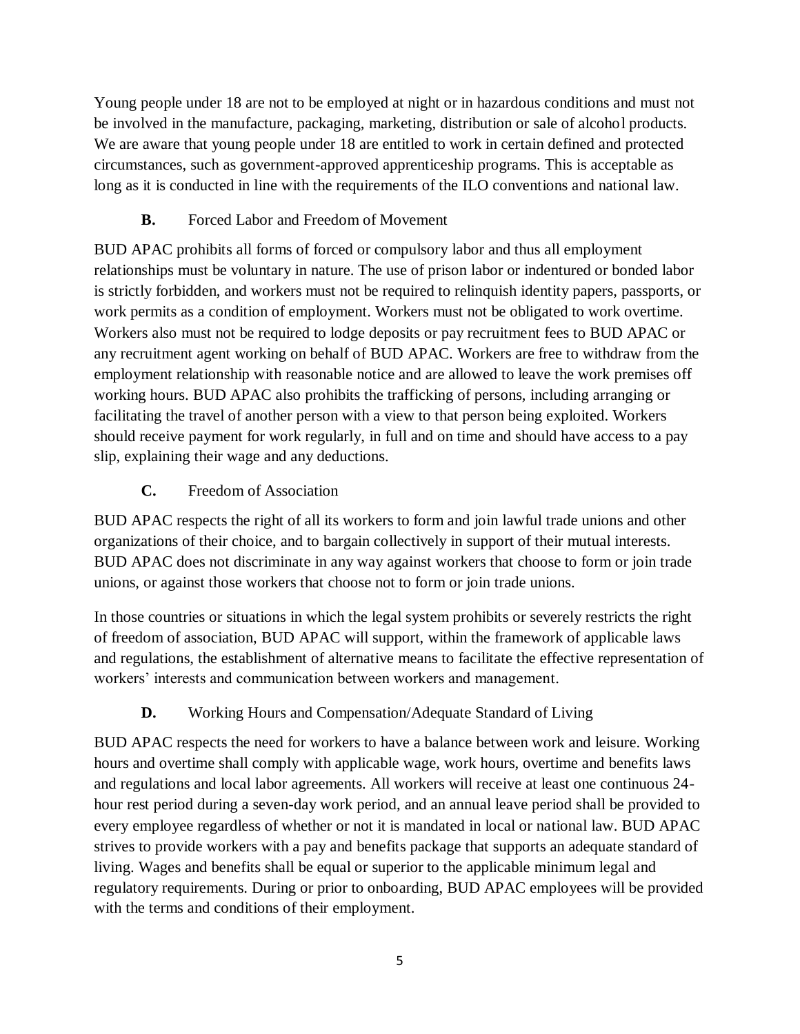Young people under 18 are not to be employed at night or in hazardous conditions and must not be involved in the manufacture, packaging, marketing, distribution or sale of alcohol products. We are aware that young people under 18 are entitled to work in certain defined and protected circumstances, such as government-approved apprenticeship programs. This is acceptable as long as it is conducted in line with the requirements of the ILO conventions and national law.

### B. Forced Labor and Freedom of Movement

BUD APAC prohibits all forms of forced or compulsory labor and thus all employment relationships must be voluntary in nature. The use of prison labor or indentured or bonded labor is strictly forbidden, and workers must not be required to relinquish identity papers, passports, or work permits as a condition of employment. Workers must not be obligated to work overtime. Workers also must not be required to lodge deposits or pay recruitment fees to BUD APAC or any recruitment agent working on behalf of BUD APAC. Workers are free to withdraw from the employment relationship with reasonable notice and are allowed to leave the work premises off working hours. BUD APAC also prohibits the trafficking of persons, including arranging or facilitating the travel of another person with a view to that person being exploited. Workers should receive payment for work regularly, in full and on time and should have access to a pay slip, explaining their wage and any deductions.

### C. Freedom of Association

BUD APAC respects the right of all its workers to form and join lawful trade unions and other organizations of their choice, and to bargain collectively in support of their mutual interests. BUD APAC does not discriminate in any way against workers that choose to form or join trade unions, or against those workers that choose not to form or join trade unions.

In those countries or situations in which the legal system prohibits or severely restricts the right of freedom of association, BUD APAC will support, within the framework of applicable laws and regulations, the establishment of alternative means to facilitate the effective representation of workers' interests and communication between workers and management.

### D. Working Hours and Compensation/Adequate Standard of Living

BUD APAC respects the need for workers to have a balance between work and leisure. Working hours and overtime shall comply with applicable wage, work hours, overtime and benefits laws and regulations and local labor agreements. All workers will receive at least one continuous 24-hour rest period during a seven-day work period, and an annual leave period shall be provided to every employee regardless of whether or not it is mandated in local or national law. BUD APAC strives to provide workers with a pay and benefits package that supports an adequate standard of living. Wages and benefits shall be equal or superior to the applicable minimum legal and regulatory requirements. During or prior to onboarding, BUD APAC employees will be provided with the terms and conditions of their employment.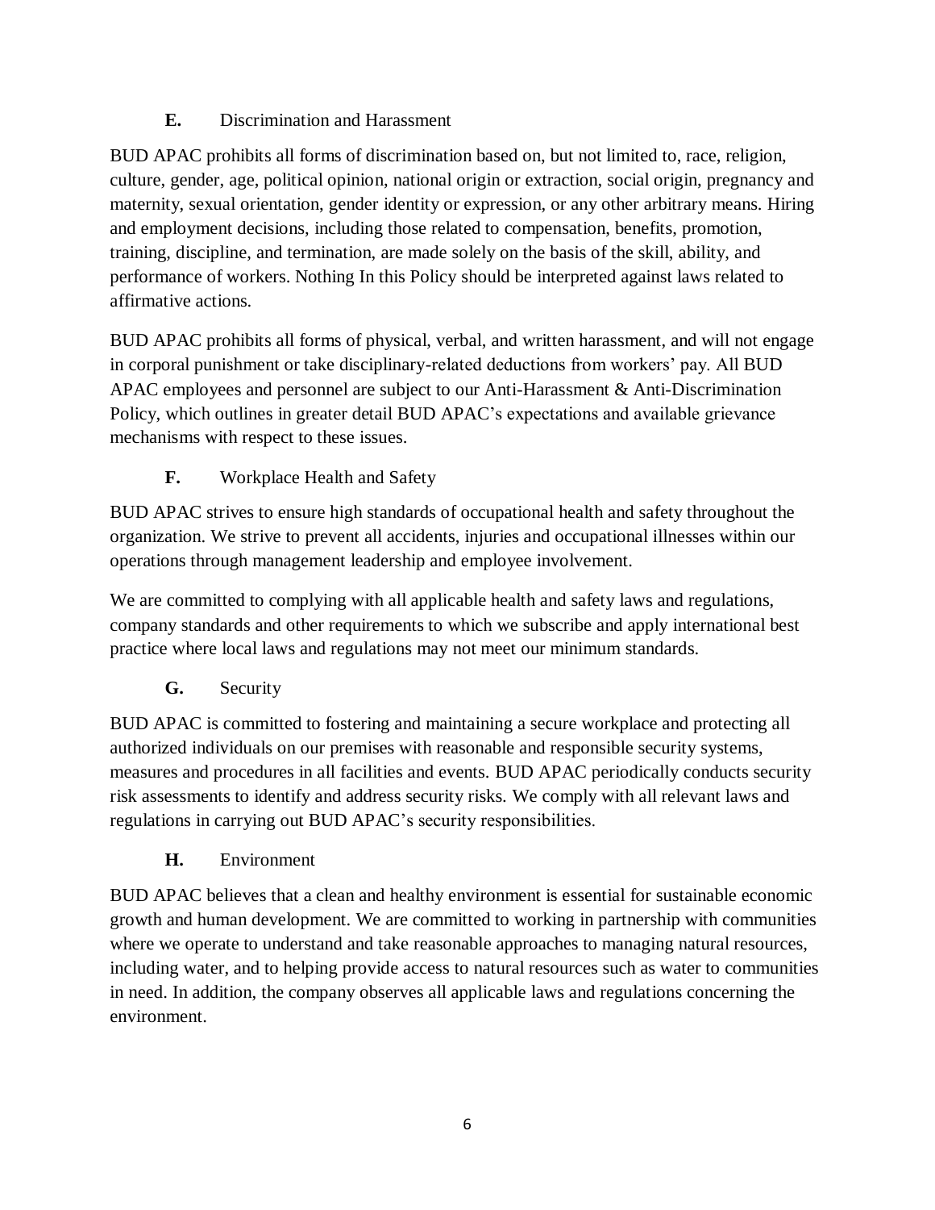### **E.** Discrimination and Harassment

BUD APAC prohibits all forms of discrimination based on, but not limited to, race, religion, culture, gender, age, political opinion, national origin or extraction, social origin, pregnancy and maternity, sexual orientation, gender identity or expression, or any other arbitrary means. Hiring and employment decisions, including those related to compensation, benefits, promotion, training, discipline, and termination, are made solely on the basis of the skill, ability, and performance of workers. Nothing In this Policy should be interpreted against laws related to affirmative actions.

BUD APAC prohibits all forms of physical, verbal, and written harassment, and will not engage in corporal punishment or take disciplinary-related deductions from workers' pay. All BUD APAC employees and personnel are subject to our Anti-Harassment & Anti-Discrimination Policy, which outlines in greater detail BUD APAC's expectations and available grievance mechanisms with respect to these issues.

### **F.** Workplace Health and Safety

BUD APAC strives to ensure high standards of occupational health and safety throughout the organization. We strive to prevent all accidents, injuries and occupational illnesses within our operations through management leadership and employee involvement.

We are committed to complying with all applicable health and safety laws and regulations, company standards and other requirements to which we subscribe and apply international best practice where local laws and regulations may not meet our minimum standards.

### **G.** Security

BUD APAC is committed to fostering and maintaining a secure workplace and protecting all authorized individuals on our premises with reasonable and responsible security systems, measures and procedures in all facilities and events. BUD APAC periodically conducts security risk assessments to identify and address security risks. We comply with all relevant laws and regulations in carrying out BUD APAC's security responsibilities.

### **H.** Environment

BUD APAC believes that a clean and healthy environment is essential for sustainable economic growth and human development. We are committed to working in partnership with communities where we operate to understand and take reasonable approaches to managing natural resources, including water, and to helping provide access to natural resources such as water to communities in need. In addition, the company observes all applicable laws and regulations concerning the environment.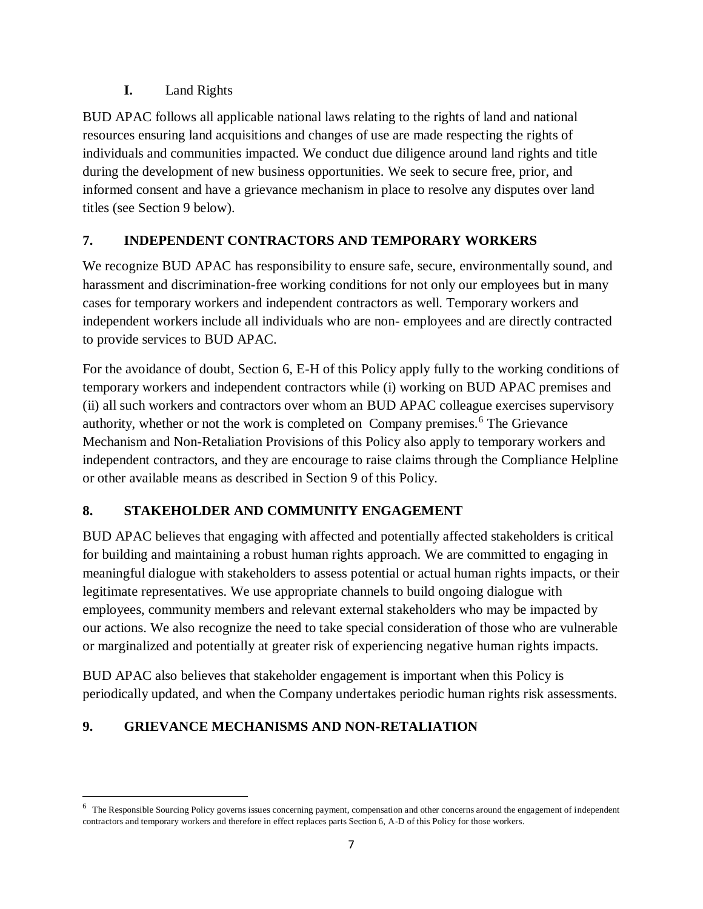### I. Land Rights

BUD APAC follows all applicable national laws relating to the rights of land and national resources ensuring land acquisitions and changes of use are made respecting the rights of individuals and communities impacted. We conduct due diligence around land rights and title during the development of new business opportunities. We seek to secure free, prior, and informed consent and have a grievance mechanism in place to resolve any disputes over land titles (see Section 9 below).

## 7. INDEPENDENT CONTRACTORS AND TEMPORARY WORKERS

We recognize BUD APAC has responsibility to ensure safe, secure, environmentally sound, and harassment and discrimination-free working conditions for not only our employees but in many cases for temporary workers and independent contractors as well. Temporary workers and independent workers include all individuals who are non- employees and are directly contracted to provide services to BUD APAC.

For the avoidance of doubt, Section 6, E-H of this Policy apply fully to the working conditions of temporary workers and independent contractors while (i) working on BUD APAC premises and (ii) all such workers and contractors over whom an BUD APAC colleague exercises supervisory authority, whether or not the work is completed on Company premises.[6] The Grievance Mechanism and Non-Retaliation Provisions of this Policy also apply to temporary workers and independent contractors, and they are encourage to raise claims through the Compliance Helpline or other available means as described in Section 9 of this Policy.

## 8. STAKEHOLDER AND COMMUNITY ENGAGEMENT

BUD APAC believes that engaging with affected and potentially affected stakeholders is critical for building and maintaining a robust human rights approach. We are committed to engaging in meaningful dialogue with stakeholders to assess potential or actual human rights impacts, or their legitimate representatives. We use appropriate channels to build ongoing dialogue with employees, community members and relevant external stakeholders who may be impacted by our actions. We also recognize the need to take special consideration of those who are vulnerable or marginalized and potentially at greater risk of experiencing negative human rights impacts.

BUD APAC also believes that stakeholder engagement is important when this Policy is periodically updated, and when the Company undertakes periodic human rights risk assessments.

## 9. GRIEVANCE MECHANISMS AND NON-RETALIATION

---

[6] The Responsible Sourcing Policy governs issues concerning payment, compensation and other concerns around the engagement of independent contractors and temporary workers and therefore in effect replaces parts Section 6, A-D of this Policy for those workers.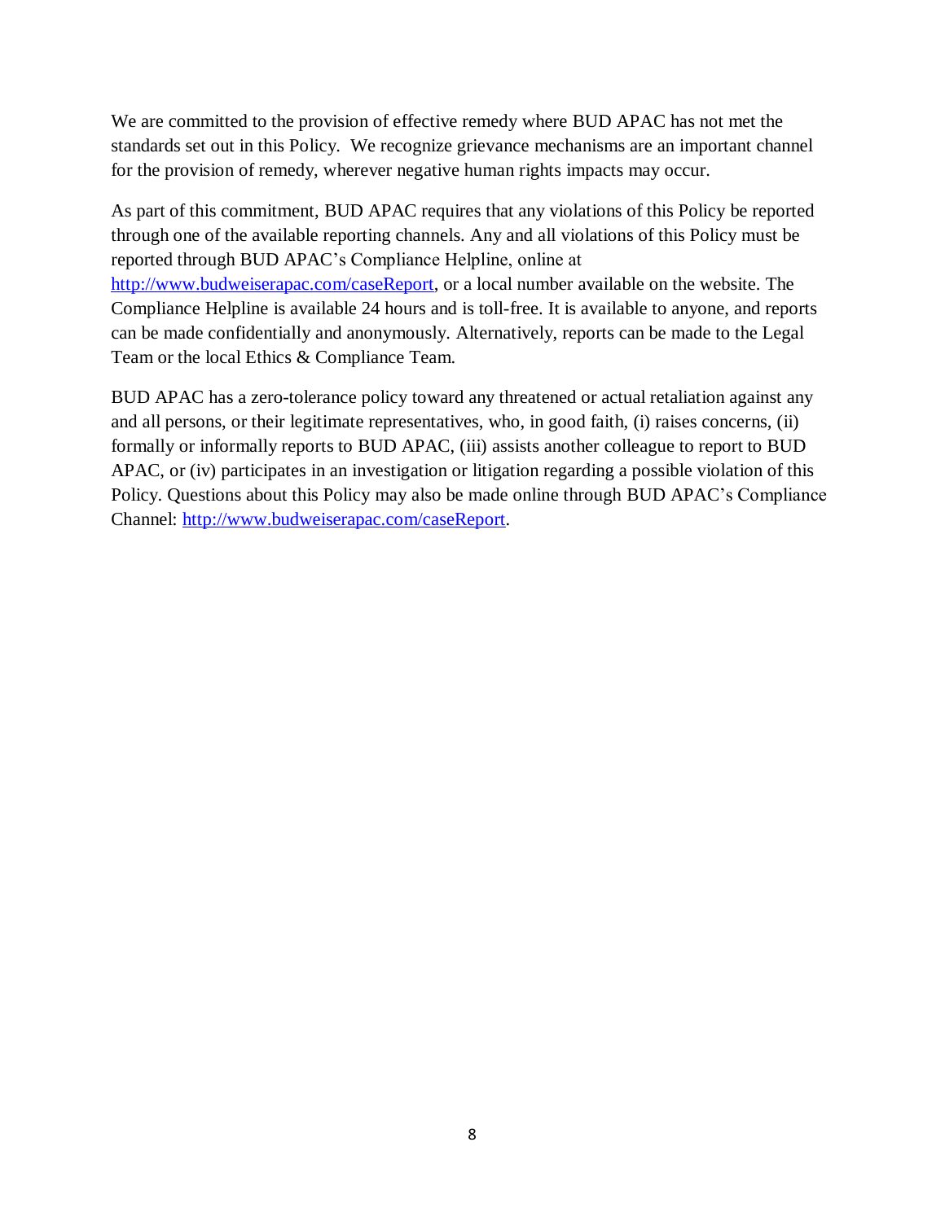We are committed to the provision of effective remedy where BUD APAC has not met the standards set out in this Policy. We recognize grievance mechanisms are an important channel for the provision of remedy, wherever negative human rights impacts may occur.

As part of this commitment, BUD APAC requires that any violations of this Policy be reported through one of the available reporting channels. Any and all violations of this Policy must be reported through BUD APAC's Compliance Helpline, online at [http://www.budweiserapac.com/caseReport](http://www.budweiserapac.com/caseReport), or a local number available on the website. The Compliance Helpline is available 24 hours and is toll-free. It is available to anyone, and reports can be made confidentially and anonymously. Alternatively, reports can be made to the Legal Team or the local Ethics & Compliance Team.

BUD APAC has a zero-tolerance policy toward any threatened or actual retaliation against any and all persons, or their legitimate representatives, who, in good faith, (i) raises concerns, (ii) formally or informally reports to BUD APAC, (iii) assists another colleague to report to BUD APAC, or (iv) participates in an investigation or litigation regarding a possible violation of this Policy. Questions about this Policy may also be made online through BUD APAC's Compliance Channel: [http://www.budweiserapac.com/caseReport](http://www.budweiserapac.com/caseReport).